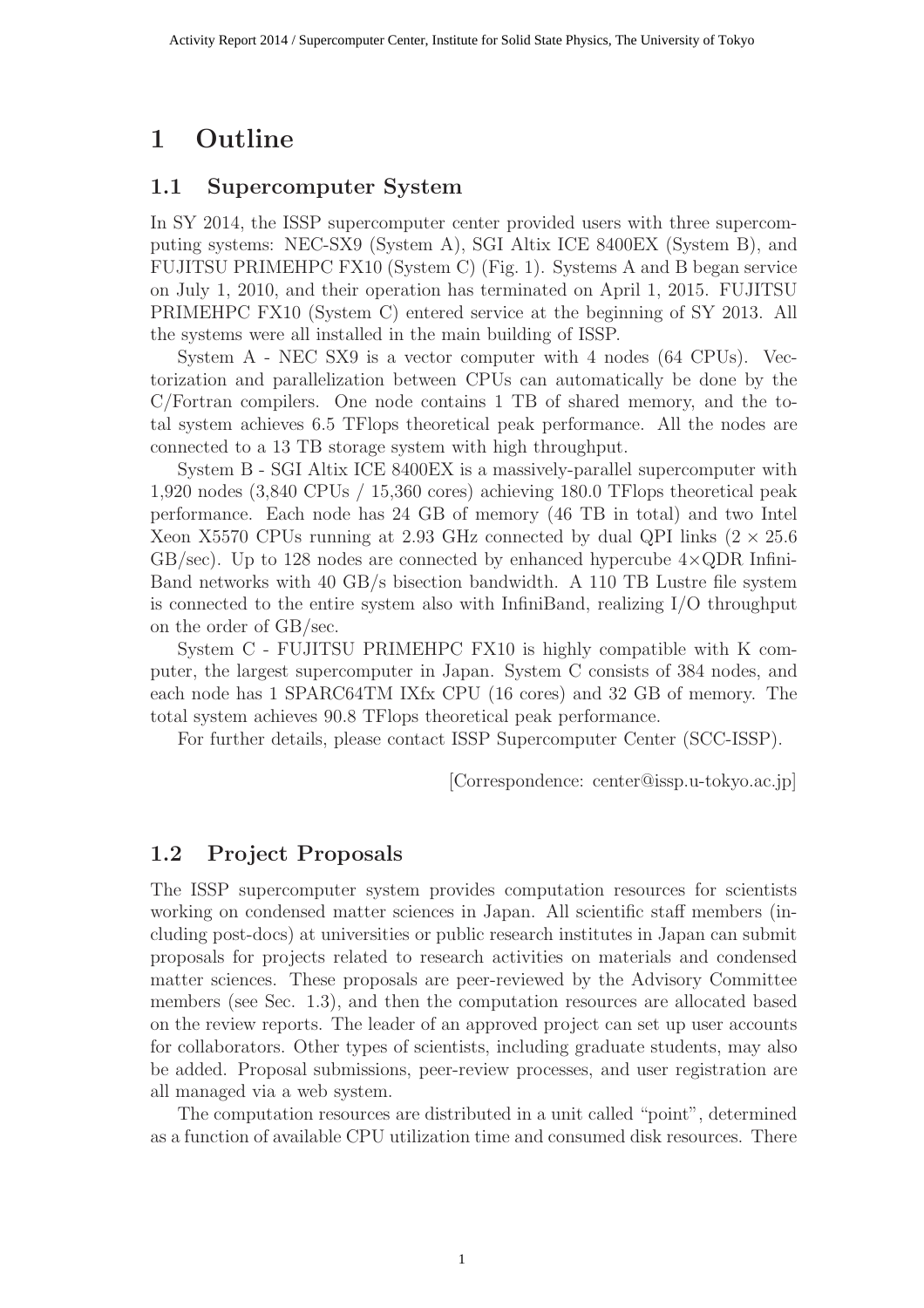# 1 Outline

## 1.1 Supercomputer System

In SY 2014, the ISSP supercomputer center provided users with three supercomputing systems: NEC-SX9 (System A), SGI Altix ICE 8400EX (System B), and FUJITSU PRIMEHPC FX10 (System C) (Fig. 1). Systems A and B began service on July 1, 2010, and their operation has terminated on April 1, 2015. FUJITSU PRIMEHPC FX10 (System C) entered service at the beginning of SY 2013. All the systems were all installed in the main building of ISSP.

System A - NEC SX9 is a vector computer with 4 nodes (64 CPUs). Vectorization and parallelization between CPUs can automatically be done by the C/Fortran compilers. One node contains 1 TB of shared memory, and the total system achieves 6.5 TFlops theoretical peak performance. All the nodes are connected to a 13 TB storage system with high throughput.

System B - SGI Altix ICE 8400EX is a massively-parallel supercomputer with 1,920 nodes (3,840 CPUs / 15,360 cores) achieving 180.0 TFlops theoretical peak performance. Each node has 24 GB of memory (46 TB in total) and two Intel Xeon X5570 CPUs running at 2.93 GHz connected by dual QPI links ($2 \times 25.6$ GB/sec). Up to 128 nodes are connected by enhanced hypercube $4\times$QDR InfiniBand networks with 40 GB/s bisection bandwidth. A 110 TB Lustre file system is connected to the entire system also with InfiniBand, realizing I/O throughput on the order of GB/sec.

System C - FUJITSU PRIMEHPC FX10 is highly compatible with K computer, the largest supercomputer in Japan. System C consists of 384 nodes, and each node has 1 SPARC64TM IXfx CPU (16 cores) and 32 GB of memory. The total system achieves 90.8 TFlops theoretical peak performance.

For further details, please contact ISSP Supercomputer Center (SCC-ISSP).

[Correspondence: center@issp.u-tokyo.ac.jp]

## 1.2 Project Proposals

The ISSP supercomputer system provides computation resources for scientists working on condensed matter sciences in Japan. All scientific staff members (including post-docs) at universities or public research institutes in Japan can submit proposals for projects related to research activities on materials and condensed matter sciences. These proposals are peer-reviewed by the Advisory Committee members (see Sec. 1.3), and then the computation resources are allocated based on the review reports. The leader of an approved project can set up user accounts for collaborators. Other types of scientists, including graduate students, may also be added. Proposal submissions, peer-review processes, and user registration are all managed via a web system.

The computation resources are distributed in a unit called "point", determined as a function of available CPU utilization time and consumed disk resources. There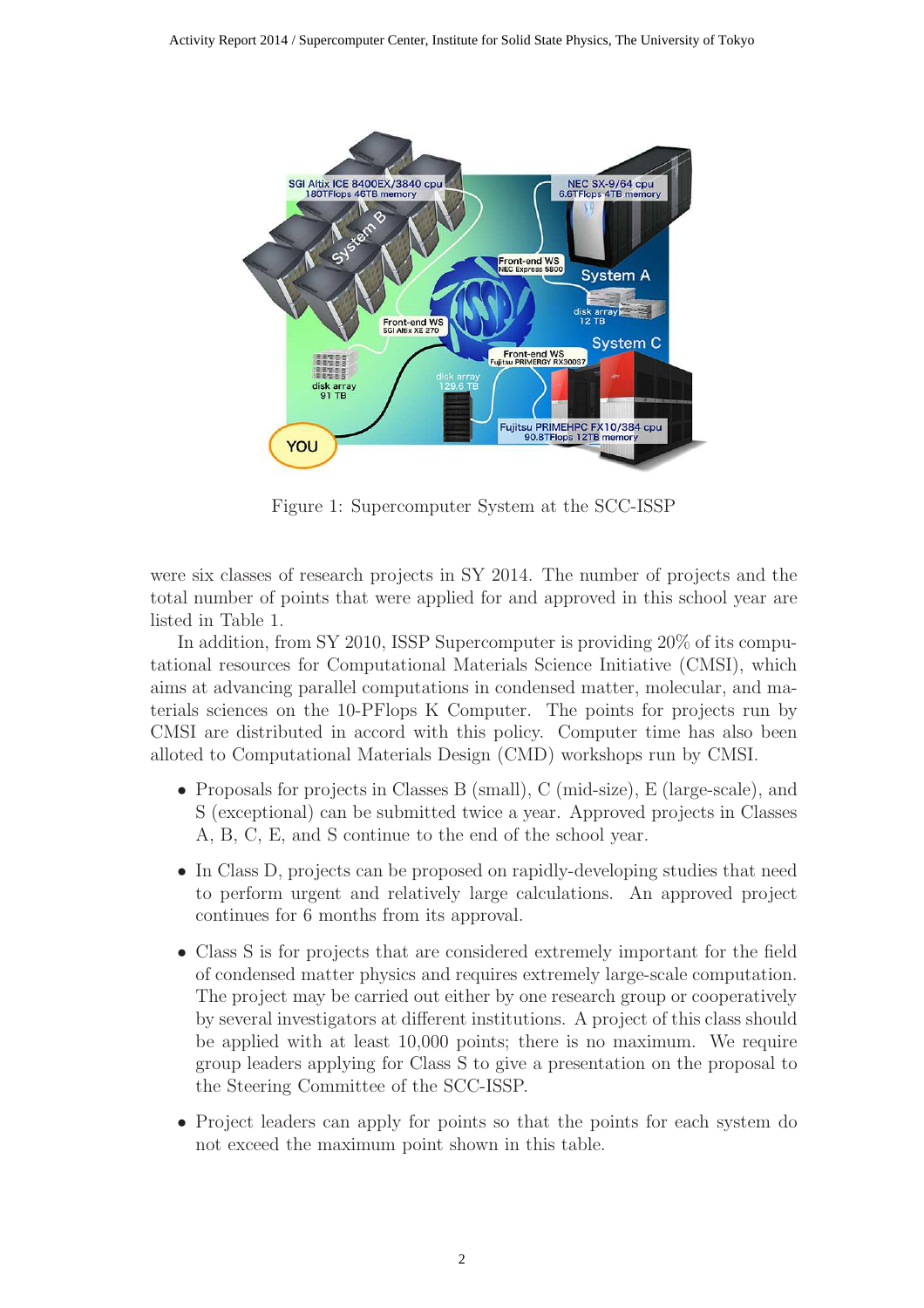Figure 1: Supercomputer System at the SCC-ISSP

were six classes of research projects in SY 2014. The number of projects and the total number of points that were applied for and approved in this school year are listed in Table 1.

In addition, from SY 2010, ISSP Supercomputer is providing 20% of its computational resources for Computational Materials Science Initiative (CMSI), which aims at advancing parallel computations in condensed matter, molecular, and materials sciences on the 10-PFlops K Computer. The points for projects run by CMSI are distributed in accord with this policy. Computer time has also been alloted to Computational Materials Design (CMD) workshops run by CMSI.

- Proposals for projects in Classes B (small), C (mid-size), E (large-scale), and S (exceptional) can be submitted twice a year. Approved projects in Classes A, B, C, E, and S continue to the end of the school year.
- In Class D, projects can be proposed on rapidly-developing studies that need to perform urgent and relatively large calculations. An approved project continues for 6 months from its approval.
- Class S is for projects that are considered extremely important for the field of condensed matter physics and requires extremely large-scale computation. The project may be carried out either by one research group or cooperatively by several investigators at different institutions. A project of this class should be applied with at least 10,000 points; there is no maximum. We require group leaders applying for Class S to give a presentation on the proposal to the Steering Committee of the SCC-ISSP.
- Project leaders can apply for points so that the points for each system do not exceed the maximum point shown in this table.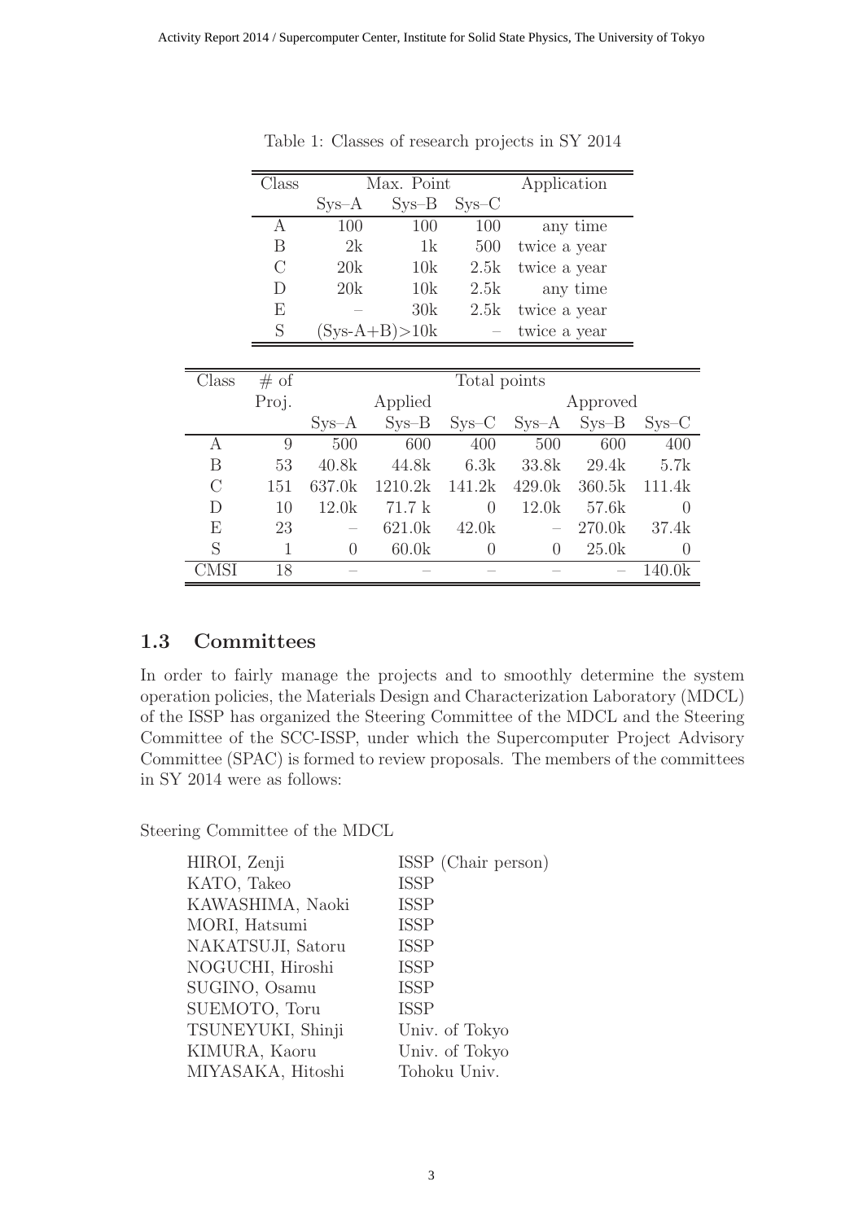Table 1: Classes of research projects in SY 2014

| Class | Max. Point | | | Application |
|---|---|---|---|---|
| | Sys–A | Sys–B | Sys–C | |
| A | 100 | 100 | 100 | any time |
| B | 2k | 1k | 500 | twice a year |
| C | 20k | 10k | 2.5k | twice a year |
| D | 20k | 10k | 2.5k | any time |
| E | – | 30k | 2.5k | twice a year |
| S | (Sys-A+B)>10k | | – | twice a year |

| Class | # of Proj. | Total points | | | | | |
|---|---|---|---|---|---|---|---|
| | | Applied | | | Approved | | |
| | | Sys–A | Sys–B | Sys–C | Sys–A | Sys–B | Sys–C |
| A | 9 | 500 | 600 | 400 | 500 | 600 | 400 |
| B | 53 | 40.8k | 44.8k | 6.3k | 33.8k | 29.4k | 5.7k |
| C | 151 | 637.0k | 1210.2k | 141.2k | 429.0k | 360.5k | 111.4k |
| D | 10 | 12.0k | 71.7 k | 0 | 12.0k | 57.6k | 0 |
| E | 23 | – | 621.0k | 42.0k | – | 270.0k | 37.4k |
| S | 1 | 0 | 60.0k | 0 | 0 | 25.0k | 0 |
| CMSI | 18 | – | – | – | – | – | 140.0k |

## 1.3 Committees

In order to fairly manage the projects and to smoothly determine the system operation policies, the Materials Design and Characterization Laboratory (MDCL) of the ISSP has organized the Steering Committee of the MDCL and the Steering Committee of the SCC-ISSP, under which the Supercomputer Project Advisory Committee (SPAC) is formed to review proposals. The members of the committees in SY 2014 were as follows:

Steering Committee of the MDCL

| | |
|---|---|
| HIROI, Zenji | ISSP (Chair person) |
| KATO, Takeo | ISSP |
| KAWASHIMA, Naoki | ISSP |
| MORI, Hatsumi | ISSP |
| NAKATSUJI, Satoru | ISSP |
| NOGUCHI, Hiroshi | ISSP |
| SUGINO, Osamu | ISSP |
| SUEMOTO, Toru | ISSP |
| TSUNEYUKI, Shinji | Univ. of Tokyo |
| KIMURA, Kaoru | Univ. of Tokyo |
| MIYASAKA, Hitoshi | Tohoku Univ. |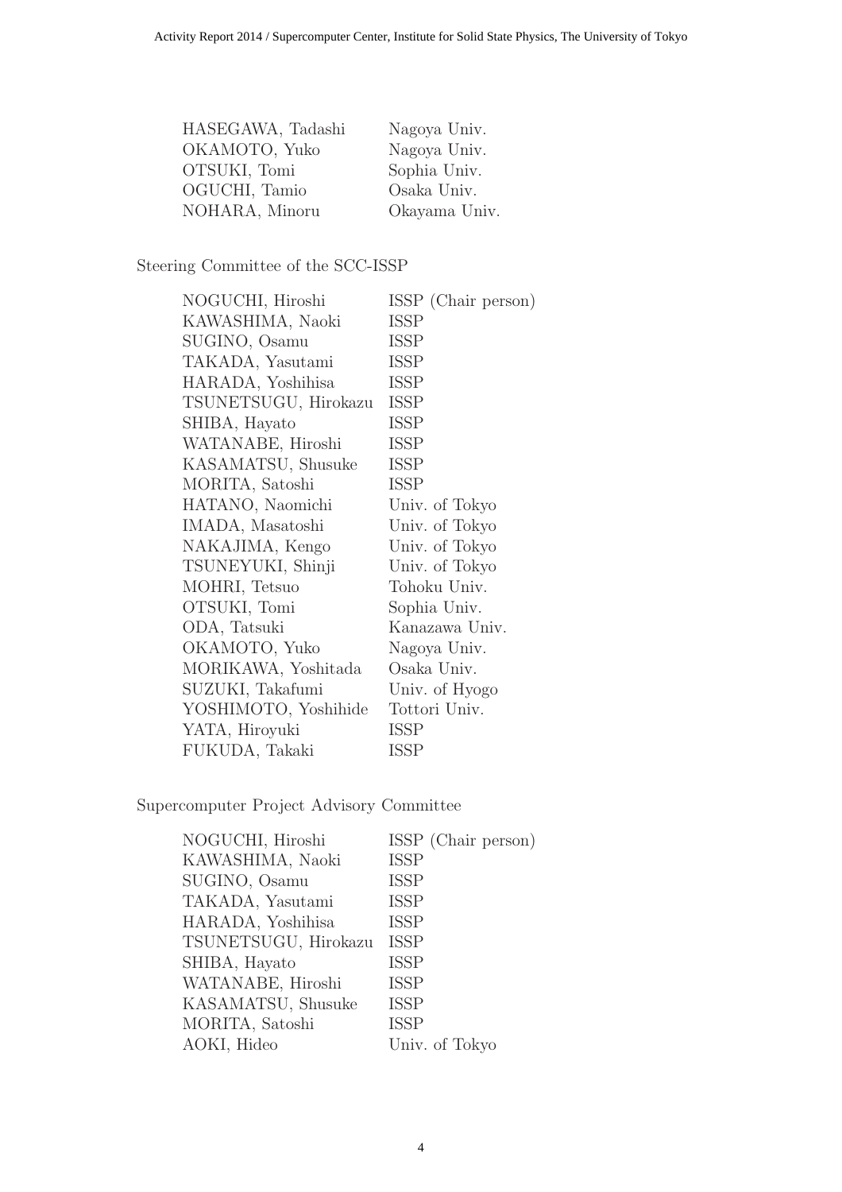| | |
|---|---|
| HASEGAWA, Tadashi | Nagoya Univ. |
| OKAMOTO, Yuko | Nagoya Univ. |
| OTSUKI, Tomi | Sophia Univ. |
| OGUCHI, Tamio | Osaka Univ. |
| NOHARA, Minoru | Okayama Univ. |

Steering Committee of the SCC-ISSP

| | |
|---|---|
| NOGUCHI, Hiroshi | ISSP (Chair person) |
| KAWASHIMA, Naoki | ISSP |
| SUGINO, Osamu | ISSP |
| TAKADA, Yasutami | ISSP |
| HARADA, Yoshihisa | ISSP |
| TSUNETSUGU, Hirokazu | ISSP |
| SHIBA, Hayato | ISSP |
| WATANABE, Hiroshi | ISSP |
| KASAMATSU, Shusuke | ISSP |
| MORITA, Satoshi | ISSP |
| HATANO, Naomichi | Univ. of Tokyo |
| IMADA, Masatoshi | Univ. of Tokyo |
| NAKAJIMA, Kengo | Univ. of Tokyo |
| TSUNEYUKI, Shinji | Univ. of Tokyo |
| MOHRI, Tetsuo | Tohoku Univ. |
| OTSUKI, Tomi | Sophia Univ. |
| ODA, Tatsuki | Kanazawa Univ. |
| OKAMOTO, Yuko | Nagoya Univ. |
| MORIKAWA, Yoshitada | Osaka Univ. |
| SUZUKI, Takafumi | Univ. of Hyogo |
| YOSHIMOTO, Yoshihide | Tottori Univ. |
| YATA, Hiroyuki | ISSP |
| FUKUDA, Takaki | ISSP |

Supercomputer Project Advisory Committee

| | |
|---|---|
| NOGUCHI, Hiroshi | ISSP (Chair person) |
| KAWASHIMA, Naoki | ISSP |
| SUGINO, Osamu | ISSP |
| TAKADA, Yasutami | ISSP |
| HARADA, Yoshihisa | ISSP |
| TSUNETSUGU, Hirokazu | ISSP |
| SHIBA, Hayato | ISSP |
| WATANABE, Hiroshi | ISSP |
| KASAMATSU, Shusuke | ISSP |
| MORITA, Satoshi | ISSP |
| AOKI, Hideo | Univ. of Tokyo |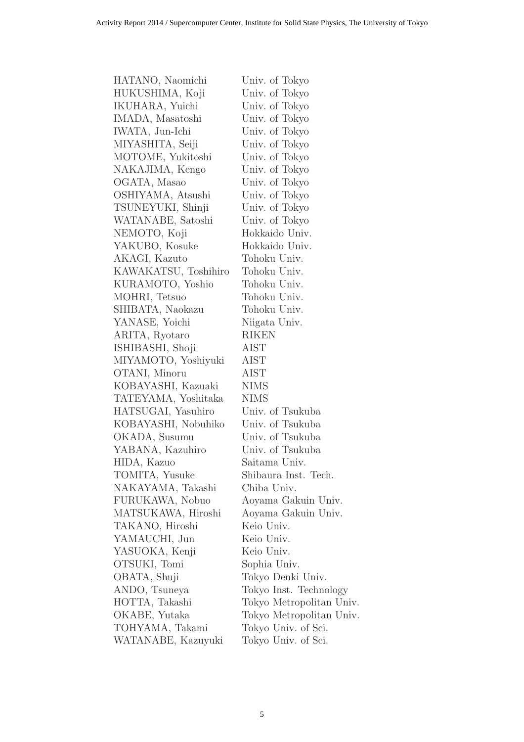| | |
|---|---|
| HATANO, Naomichi | Univ. of Tokyo |
| HUKUSHIMA, Koji | Univ. of Tokyo |
| IKUHARA, Yuichi | Univ. of Tokyo |
| IMADA, Masatoshi | Univ. of Tokyo |
| IWATA, Jun-Ichi | Univ. of Tokyo |
| MIYASHITA, Seiji | Univ. of Tokyo |
| MOTOME, Yukitoshi | Univ. of Tokyo |
| NAKAJIMA, Kengo | Univ. of Tokyo |
| OGATA, Masao | Univ. of Tokyo |
| OSHIYAMA, Atsushi | Univ. of Tokyo |
| TSUNEYUKI, Shinji | Univ. of Tokyo |
| WATANABE, Satoshi | Univ. of Tokyo |
| NEMOTO, Koji | Hokkaido Univ. |
| YAKUBO, Kosuke | Hokkaido Univ. |
| AKAGI, Kazuto | Tohoku Univ. |
| KAWAKATSU, Toshihiro | Tohoku Univ. |
| KURAMOTO, Yoshio | Tohoku Univ. |
| MOHRI, Tetsuo | Tohoku Univ. |
| SHIBATA, Naokazu | Tohoku Univ. |
| YANASE, Yoichi | Niigata Univ. |
| ARITA, Ryotaro | RIKEN |
| ISHIBASHI, Shoji | AIST |
| MIYAMOTO, Yoshiyuki | AIST |
| OTANI, Minoru | AIST |
| KOBAYASHI, Kazuaki | NIMS |
| TATEYAMA, Yoshitaka | NIMS |
| HATSUGAI, Yasuhiro | Univ. of Tsukuba |
| KOBAYASHI, Nobuhiko | Univ. of Tsukuba |
| OKADA, Susumu | Univ. of Tsukuba |
| YABANA, Kazuhiro | Univ. of Tsukuba |
| HIDA, Kazuo | Saitama Univ. |
| TOMITA, Yusuke | Shibaura Inst. Tech. |
| NAKAYAMA, Takashi | Chiba Univ. |
| FURUKAWA, Nobuo | Aoyama Gakuin Univ. |
| MATSUKAWA, Hiroshi | Aoyama Gakuin Univ. |
| TAKANO, Hiroshi | Keio Univ. |
| YAMAUCHI, Jun | Keio Univ. |
| YASUOKA, Kenji | Keio Univ. |
| OTSUKI, Tomi | Sophia Univ. |
| OBATA, Shuji | Tokyo Denki Univ. |
| ANDO, Tsuneya | Tokyo Inst. Technology |
| HOTTA, Takashi | Tokyo Metropolitan Univ. |
| OKABE, Yutaka | Tokyo Metropolitan Univ. |
| TOHYAMA, Takami | Tokyo Univ. of Sci. |
| WATANABE, Kazuyuki | Tokyo Univ. of Sci. |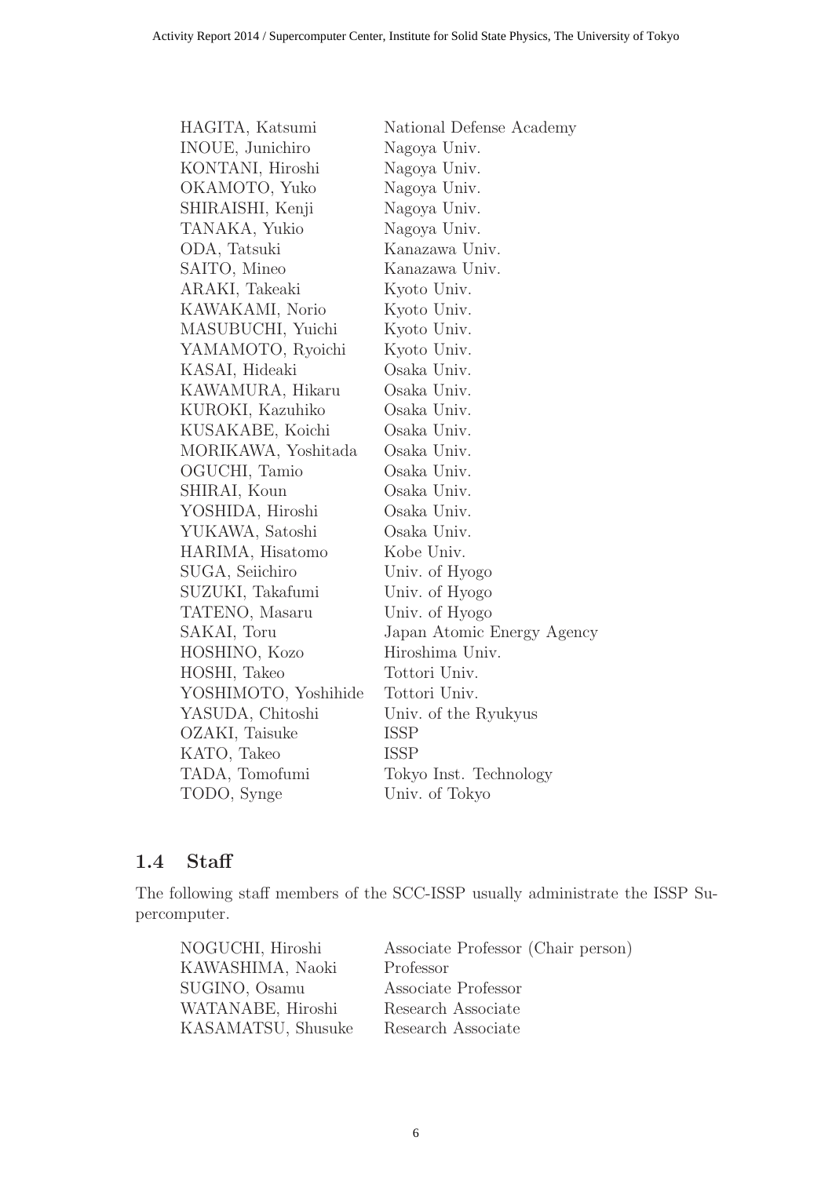| | |
|---|---|
| HAGITA, Katsumi | National Defense Academy |
| INOUE, Junichiro | Nagoya Univ. |
| KONTANI, Hiroshi | Nagoya Univ. |
| OKAMOTO, Yuko | Nagoya Univ. |
| SHIRAISHI, Kenji | Nagoya Univ. |
| TANAKA, Yukio | Nagoya Univ. |
| ODA, Tatsuki | Kanazawa Univ. |
| SAITO, Mineo | Kanazawa Univ. |
| ARAKI, Takeaki | Kyoto Univ. |
| KAWAKAMI, Norio | Kyoto Univ. |
| MASUBUCHI, Yuichi | Kyoto Univ. |
| YAMAMOTO, Ryoichi | Kyoto Univ. |
| KASAI, Hideaki | Osaka Univ. |
| KAWAMURA, Hikaru | Osaka Univ. |
| KUROKI, Kazuhiko | Osaka Univ. |
| KUSAKABE, Koichi | Osaka Univ. |
| MORIKAWA, Yoshitada | Osaka Univ. |
| OGUCHI, Tamio | Osaka Univ. |
| SHIRAI, Koun | Osaka Univ. |
| YOSHIDA, Hiroshi | Osaka Univ. |
| YUKAWA, Satoshi | Osaka Univ. |
| HARIMA, Hisatomo | Kobe Univ. |
| SUGA, Seiichiro | Univ. of Hyogo |
| SUZUKI, Takafumi | Univ. of Hyogo |
| TATENO, Masaru | Univ. of Hyogo |
| SAKAI, Toru | Japan Atomic Energy Agency |
| HOSHINO, Kozo | Hiroshima Univ. |
| HOSHI, Takeo | Tottori Univ. |
| YOSHIMOTO, Yoshihide | Tottori Univ. |
| YASUDA, Chitoshi | Univ. of the Ryukyus |
| OZAKI, Taisuke | ISSP |
| KATO, Takeo | ISSP |
| TADA, Tomofumi | Tokyo Inst. Technology |
| TODO, Synge | Univ. of Tokyo |

## 1.4 Staff

The following staff members of the SCC-ISSP usually administrate the ISSP Supercomputer.

| | |
|---|---|
| NOGUCHI, Hiroshi | Associate Professor (Chair person) |
| KAWASHIMA, Naoki | Professor |
| SUGINO, Osamu | Associate Professor |
| WATANABE, Hiroshi | Research Associate |
| KASAMATSU, Shusuke | Research Associate |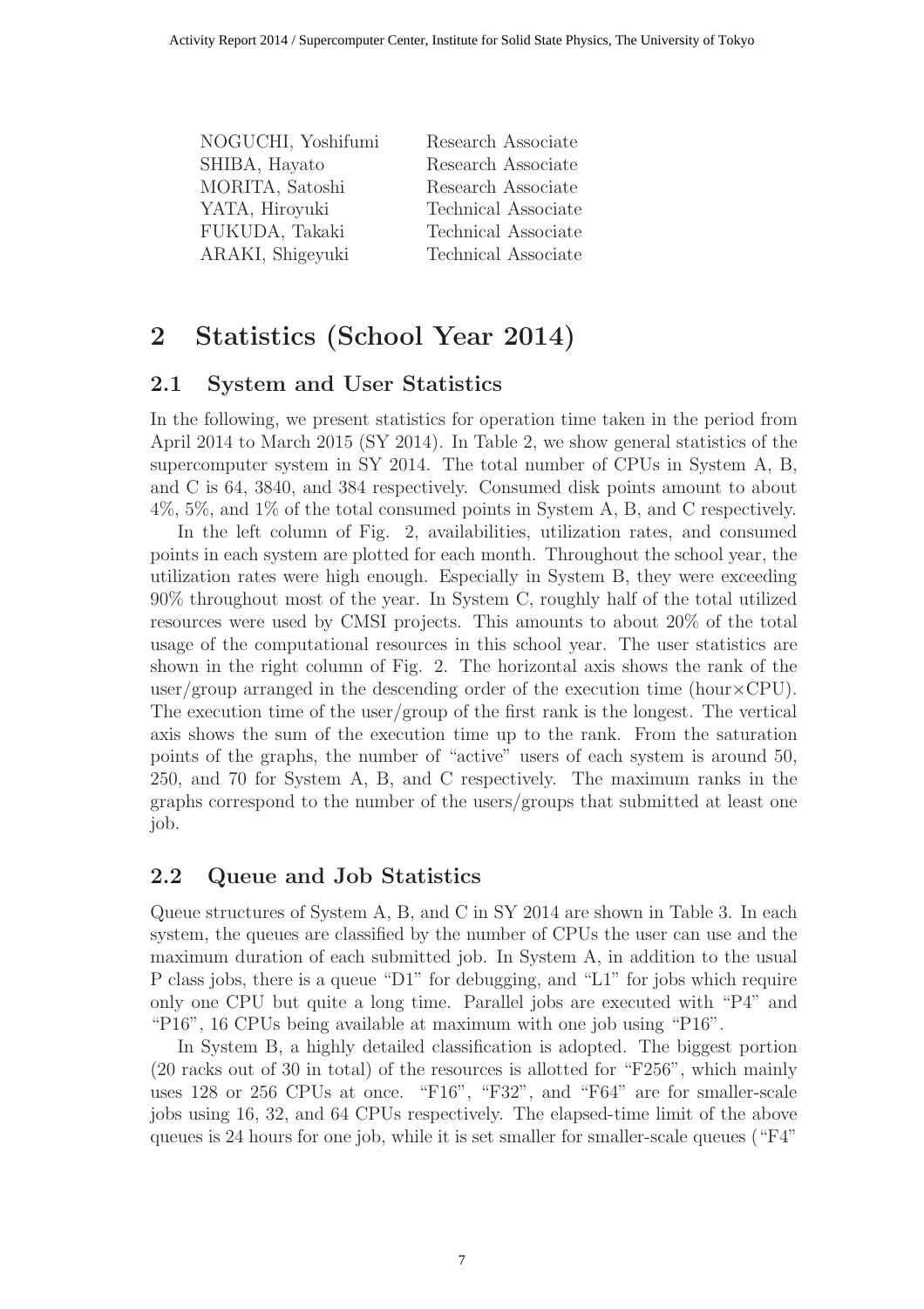| | |
|---|---|
| NOGUCHI, Yoshifumi | Research Associate |
| SHIBA, Hayato | Research Associate |
| MORITA, Satoshi | Research Associate |
| YATA, Hiroyuki | Technical Associate |
| FUKUDA, Takaki | Technical Associate |
| ARAKI, Shigeyuki | Technical Associate |

# 2 Statistics (School Year 2014)

## 2.1 System and User Statistics

In the following, we present statistics for operation time taken in the period from April 2014 to March 2015 (SY 2014). In Table 2, we show general statistics of the supercomputer system in SY 2014. The total number of CPUs in System A, B, and C is 64, 3840, and 384 respectively. Consumed disk points amount to about 4%, 5%, and 1% of the total consumed points in System A, B, and C respectively.

In the left column of Fig. 2, availabilities, utilization rates, and consumed points in each system are plotted for each month. Throughout the school year, the utilization rates were high enough. Especially in System B, they were exceeding 90% throughout most of the year. In System C, roughly half of the total utilized resources were used by CMSI projects. This amounts to about 20% of the total usage of the computational resources in this school year. The user statistics are shown in the right column of Fig. 2. The horizontal axis shows the rank of the user/group arranged in the descending order of the execution time (hour$\times$CPU). The execution time of the user/group of the first rank is the longest. The vertical axis shows the sum of the execution time up to the rank. From the saturation points of the graphs, the number of "active" users of each system is around 50, 250, and 70 for System A, B, and C respectively. The maximum ranks in the graphs correspond to the number of the users/groups that submitted at least one job.

## 2.2 Queue and Job Statistics

Queue structures of System A, B, and C in SY 2014 are shown in Table 3. In each system, the queues are classified by the number of CPUs the user can use and the maximum duration of each submitted job. In System A, in addition to the usual P class jobs, there is a queue "D1" for debugging, and "L1" for jobs which require only one CPU but quite a long time. Parallel jobs are executed with "P4" and "P16", 16 CPUs being available at maximum with one job using "P16".

In System B, a highly detailed classification is adopted. The biggest portion (20 racks out of 30 in total) of the resources is allotted for "F256", which mainly uses 128 or 256 CPUs at once. "F16", "F32", and "F64" are for smaller-scale jobs using 16, 32, and 64 CPUs respectively. The elapsed-time limit of the above queues is 24 hours for one job, while it is set smaller for smaller-scale queues ("F4"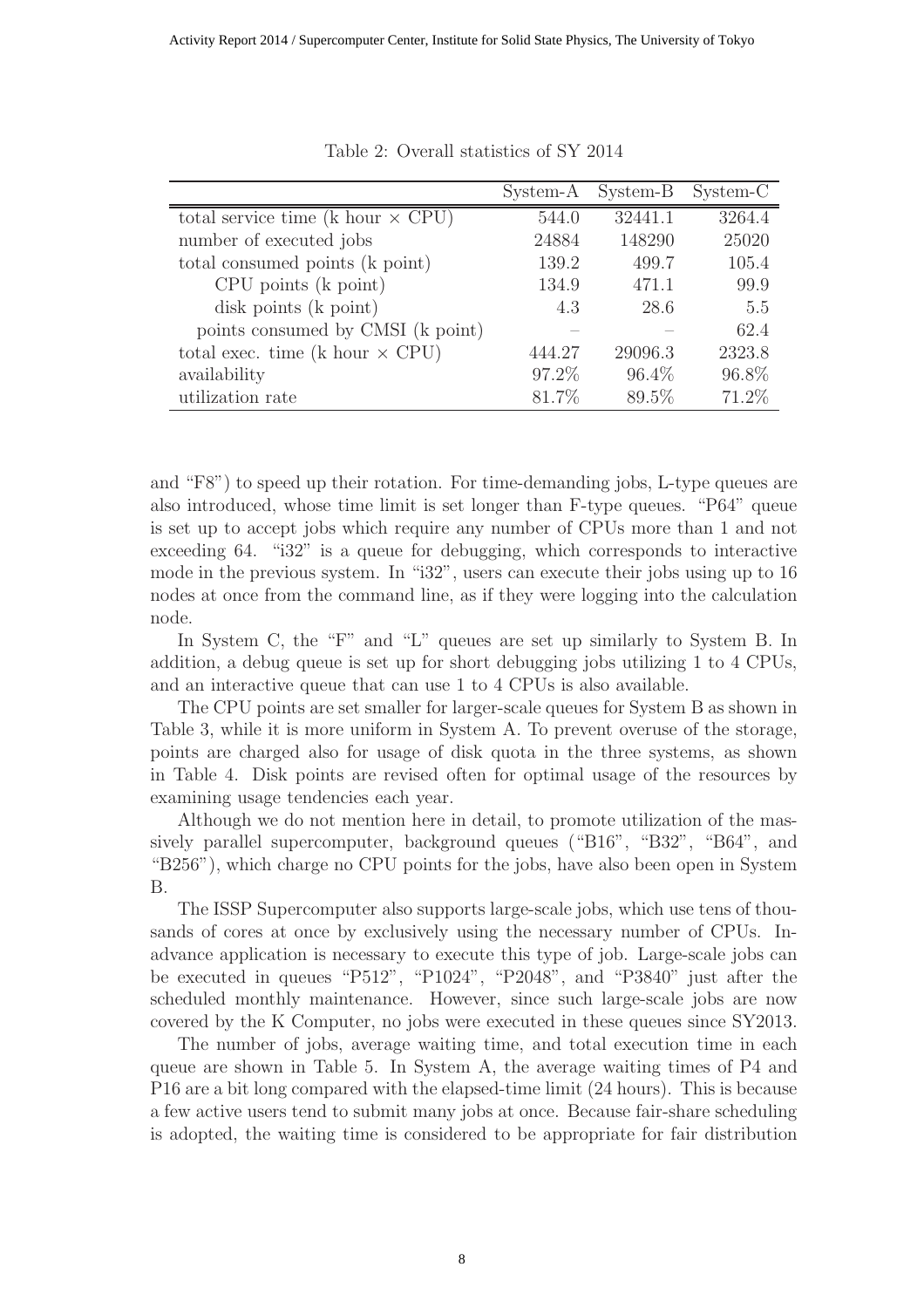Table 2: Overall statistics of SY 2014

| | System-A | System-B | System-C |
|---|---|---|---|
| total service time (k hour × CPU) | 544.0 | 32441.1 | 3264.4 |
| number of executed jobs | 24884 | 148290 | 25020 |
| total consumed points (k point) | 139.2 | 499.7 | 105.4 |
| CPU points (k point) | 134.9 | 471.1 | 99.9 |
| disk points (k point) | 4.3 | 28.6 | 5.5 |
| points consumed by CMSI (k point) | – | – | 62.4 |
| total exec. time (k hour × CPU) | 444.27 | 29096.3 | 2323.8 |
| availability | 97.2% | 96.4% | 96.8% |
| utilization rate | 81.7% | 89.5% | 71.2% |

and "F8") to speed up their rotation. For time-demanding jobs, L-type queues are also introduced, whose time limit is set longer than F-type queues. "P64" queue is set up to accept jobs which require any number of CPUs more than 1 and not exceeding 64. "i32" is a queue for debugging, which corresponds to interactive mode in the previous system. In "i32", users can execute their jobs using up to 16 nodes at once from the command line, as if they were logging into the calculation node.

In System C, the "F" and "L" queues are set up similarly to System B. In addition, a debug queue is set up for short debugging jobs utilizing 1 to 4 CPUs, and an interactive queue that can use 1 to 4 CPUs is also available.

The CPU points are set smaller for larger-scale queues for System B as shown in Table 3, while it is more uniform in System A. To prevent overuse of the storage, points are charged also for usage of disk quota in the three systems, as shown in Table 4. Disk points are revised often for optimal usage of the resources by examining usage tendencies each year.

Although we do not mention here in detail, to promote utilization of the massively parallel supercomputer, background queues ("B16", "B32", "B64", and "B256"), which charge no CPU points for the jobs, have also been open in System B.

The ISSP Supercomputer also supports large-scale jobs, which use tens of thousands of cores at once by exclusively using the necessary number of CPUs. In-advance application is necessary to execute this type of job. Large-scale jobs can be executed in queues "P512", "P1024", "P2048", and "P3840" just after the scheduled monthly maintenance. However, since such large-scale jobs are now covered by the K Computer, no jobs were executed in these queues since SY2013.

The number of jobs, average waiting time, and total execution time in each queue are shown in Table 5. In System A, the average waiting times of P4 and P16 are a bit long compared with the elapsed-time limit (24 hours). This is because a few active users tend to submit many jobs at once. Because fair-share scheduling is adopted, the waiting time is considered to be appropriate for fair distribution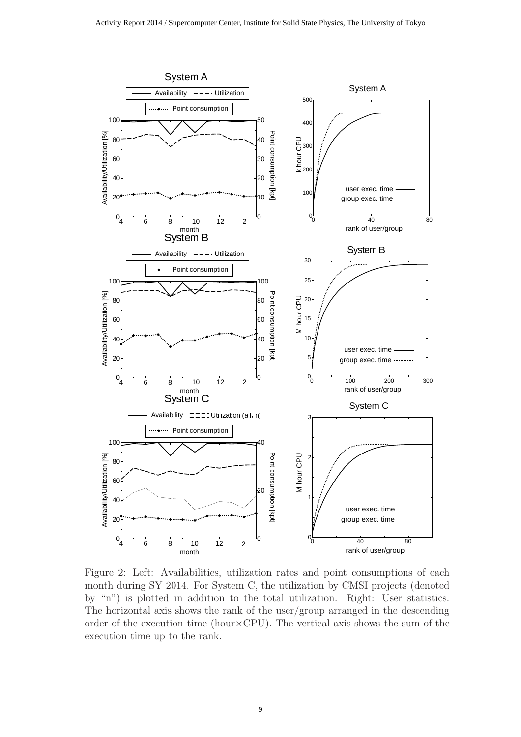Figure 2: Left: Availabilities, utilization rates and point consumptions of each month during SY 2014. For System C, the utilization by CMSI projects (denoted by "n") is plotted in addition to the total utilization. Right: User statistics. The horizontal axis shows the rank of the user/group arranged in the descending order of the execution time (hour×CPU). The vertical axis shows the sum of the execution time up to the rank.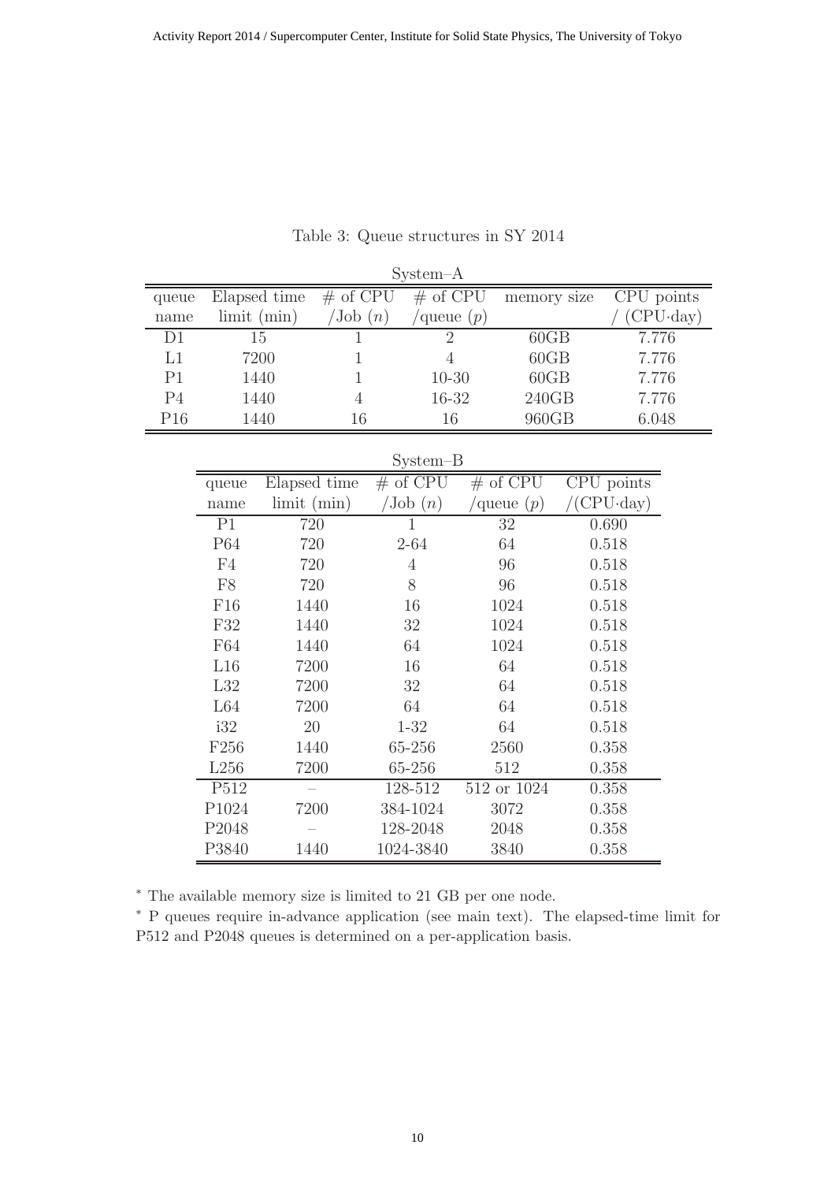Table 3: Queue structures in SY 2014

System–A

| queue name | Elapsed time limit (min) | # of CPU /Job ($n$) | # of CPU /queue ($p$) | memory size | CPU points / (CPU·day) |
|---|---|---|---|---|---|
| D1 | 15 | 1 | 2 | 60GB | 7.776 |
| L1 | 7200 | 1 | 4 | 60GB | 7.776 |
| P1 | 1440 | 1 | 10-30 | 60GB | 7.776 |
| P4 | 1440 | 4 | 16-32 | 240GB | 7.776 |
| P16 | 1440 | 16 | 16 | 960GB | 6.048 |

System–B

| queue name | Elapsed time limit (min) | # of CPU /Job ($n$) | # of CPU /queue ($p$) | CPU points /(CPU·day) |
|---|---|---|---|---|
| P1 | 720 | 1 | 32 | 0.690 |
| P64 | 720 | 2-64 | 64 | 0.518 |
| F4 | 720 | 4 | 96 | 0.518 |
| F8 | 720 | 8 | 96 | 0.518 |
| F16 | 1440 | 16 | 1024 | 0.518 |
| F32 | 1440 | 32 | 1024 | 0.518 |
| F64 | 1440 | 64 | 1024 | 0.518 |
| L16 | 7200 | 16 | 64 | 0.518 |
| L32 | 7200 | 32 | 64 | 0.518 |
| L64 | 7200 | 64 | 64 | 0.518 |
| i32 | 20 | 1-32 | 64 | 0.518 |
| F256 | 1440 | 65-256 | 2560 | 0.358 |
| L256 | 7200 | 65-256 | 512 | 0.358 |
| P512 | – | 128-512 | 512 or 1024 | 0.358 |
| P1024 | 7200 | 384-1024 | 3072 | 0.358 |
| P2048 | – | 128-2048 | 2048 | 0.358 |
| P3840 | 1440 | 1024-3840 | 3840 | 0.358 |

* The available memory size is limited to 21 GB per one node.

* P queues require in-advance application (see main text). The elapsed-time limit for P512 and P2048 queues is determined on a per-application basis.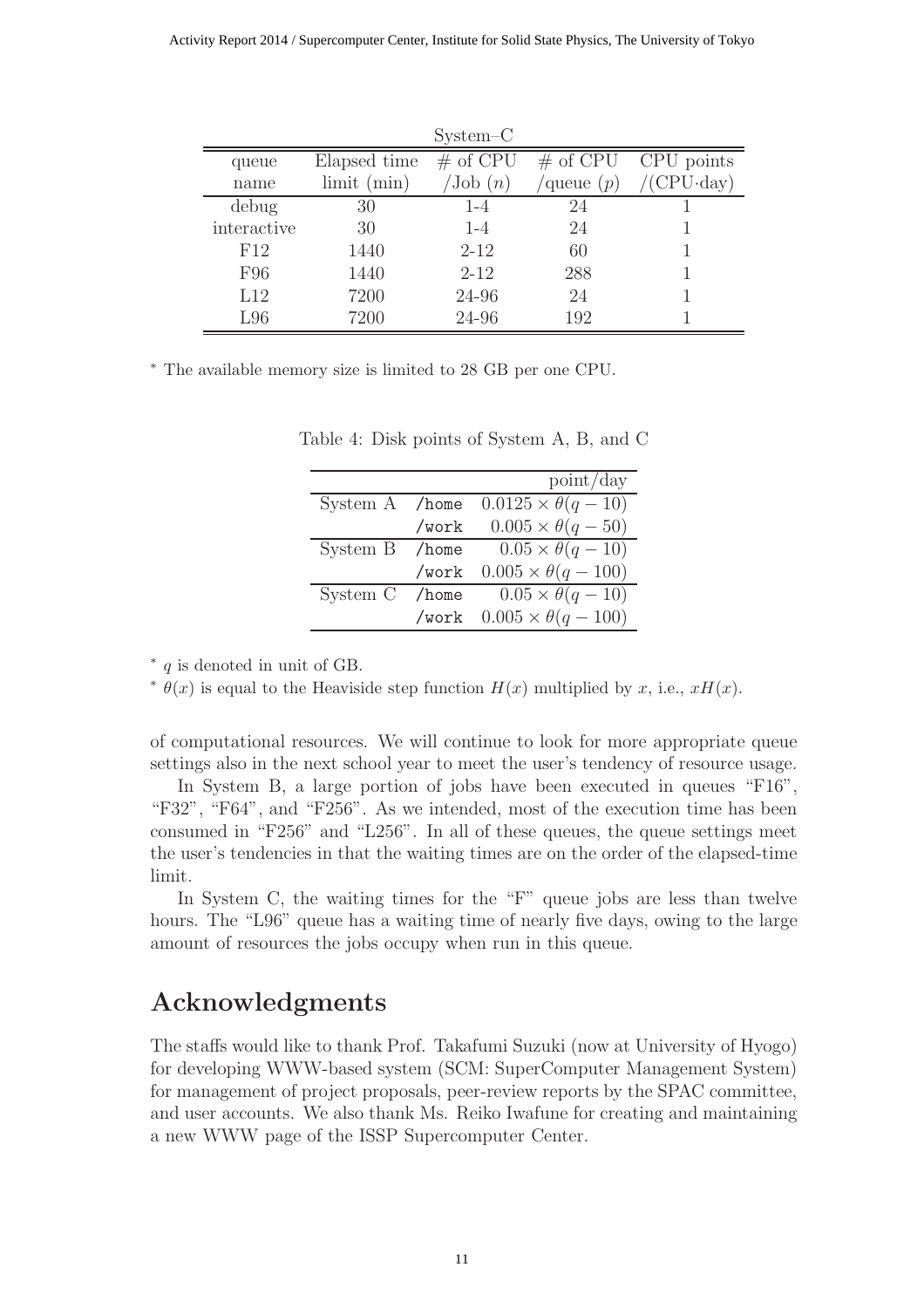System–C

| queue name | Elapsed time limit (min) | # of CPU /Job ($n$) | # of CPU /queue ($p$) | CPU points /(CPU·day) |
|---|---|---|---|---|
| debug | 30 | 1-4 | 24 | 1 |
| interactive | 30 | 1-4 | 24 | 1 |
| F12 | 1440 | 2-12 | 60 | 1 |
| F96 | 1440 | 2-12 | 288 | 1 |
| L12 | 7200 | 24-96 | 24 | 1 |
| L96 | 7200 | 24-96 | 192 | 1 |

* The available memory size is limited to 28 GB per one CPU.

Table 4: Disk points of System A, B, and C

| | | point/day |
|---|---|---|
| System A | `/home` | $0.0125 \times \theta(q - 10)$ |
| | `/work` | $0.005 \times \theta(q - 50)$ |
| System B | `/home` | $0.05 \times \theta(q - 10)$ |
| | `/work` | $0.005 \times \theta(q - 100)$ |
| System C | `/home` | $0.05 \times \theta(q - 10)$ |
| | `/work` | $0.005 \times \theta(q - 100)$ |

* $q$ is denoted in unit of GB.

* $\theta(x)$ is equal to the Heaviside step function $H(x)$ multiplied by $x$, i.e., $xH(x)$.

of computational resources. We will continue to look for more appropriate queue settings also in the next school year to meet the user's tendency of resource usage.

In System B, a large portion of jobs have been executed in queues "F16", "F32", "F64", and "F256". As we intended, most of the execution time has been consumed in "F256" and "L256". In all of these queues, the queue settings meet the user's tendencies in that the waiting times are on the order of the elapsed-time limit.

In System C, the waiting times for the "F" queue jobs are less than twelve hours. The "L96" queue has a waiting time of nearly five days, owing to the large amount of resources the jobs occupy when run in this queue.

## Acknowledgments

The staffs would like to thank Prof. Takafumi Suzuki (now at University of Hyogo) for developing WWW-based system (SCM: SuperComputer Management System) for management of project proposals, peer-review reports by the SPAC committee, and user accounts. We also thank Ms. Reiko Iwafune for creating and maintaining a new WWW page of the ISSP Supercomputer Center.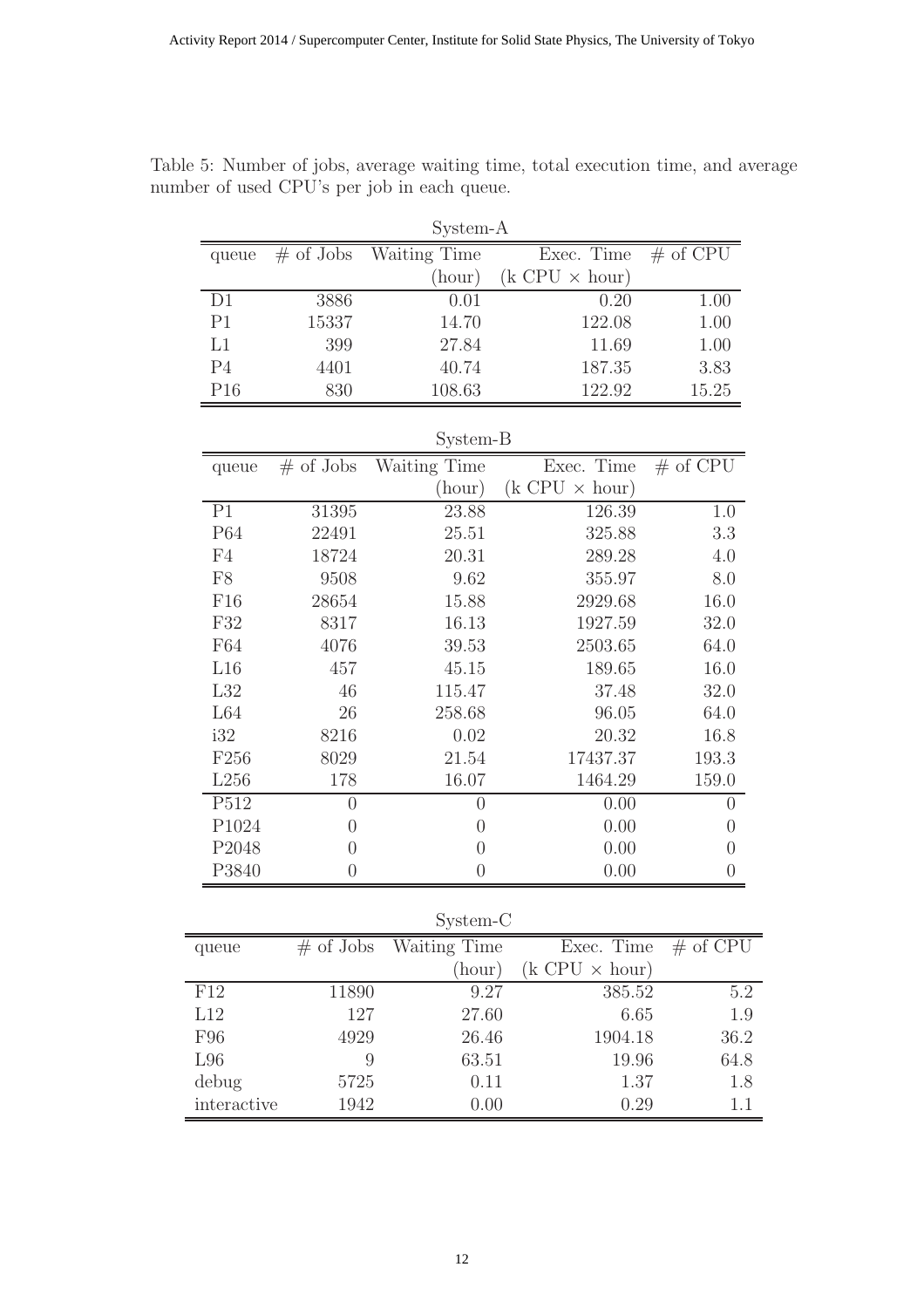Table 5: Number of jobs, average waiting time, total execution time, and average number of used CPU's per job in each queue.

System-A

| queue | # of Jobs | Waiting Time (hour) | Exec. Time (k CPU × hour) | # of CPU |
|---|---|---|---|---|
| D1 | 3886 | 0.01 | 0.20 | 1.00 |
| P1 | 15337 | 14.70 | 122.08 | 1.00 |
| L1 | 399 | 27.84 | 11.69 | 1.00 |
| P4 | 4401 | 40.74 | 187.35 | 3.83 |
| P16 | 830 | 108.63 | 122.92 | 15.25 |

System-B

| queue | # of Jobs | Waiting Time (hour) | Exec. Time (k CPU × hour) | # of CPU |
|---|---|---|---|---|
| P1 | 31395 | 23.88 | 126.39 | 1.0 |
| P64 | 22491 | 25.51 | 325.88 | 3.3 |
| F4 | 18724 | 20.31 | 289.28 | 4.0 |
| F8 | 9508 | 9.62 | 355.97 | 8.0 |
| F16 | 28654 | 15.88 | 2929.68 | 16.0 |
| F32 | 8317 | 16.13 | 1927.59 | 32.0 |
| F64 | 4076 | 39.53 | 2503.65 | 64.0 |
| L16 | 457 | 45.15 | 189.65 | 16.0 |
| L32 | 46 | 115.47 | 37.48 | 32.0 |
| L64 | 26 | 258.68 | 96.05 | 64.0 |
| i32 | 8216 | 0.02 | 20.32 | 16.8 |
| F256 | 8029 | 21.54 | 17437.37 | 193.3 |
| L256 | 178 | 16.07 | 1464.29 | 159.0 |
| P512 | 0 | 0 | 0.00 | 0 |
| P1024 | 0 | 0 | 0.00 | 0 |
| P2048 | 0 | 0 | 0.00 | 0 |
| P3840 | 0 | 0 | 0.00 | 0 |

System-C

| queue | # of Jobs | Waiting Time (hour) | Exec. Time (k CPU × hour) | # of CPU |
|---|---|---|---|---|
| F12 | 11890 | 9.27 | 385.52 | 5.2 |
| L12 | 127 | 27.60 | 6.65 | 1.9 |
| F96 | 4929 | 26.46 | 1904.18 | 36.2 |
| L96 | 9 | 63.51 | 19.96 | 64.8 |
| debug | 5725 | 0.11 | 1.37 | 1.8 |
| interactive | 1942 | 0.00 | 0.29 | 1.1 |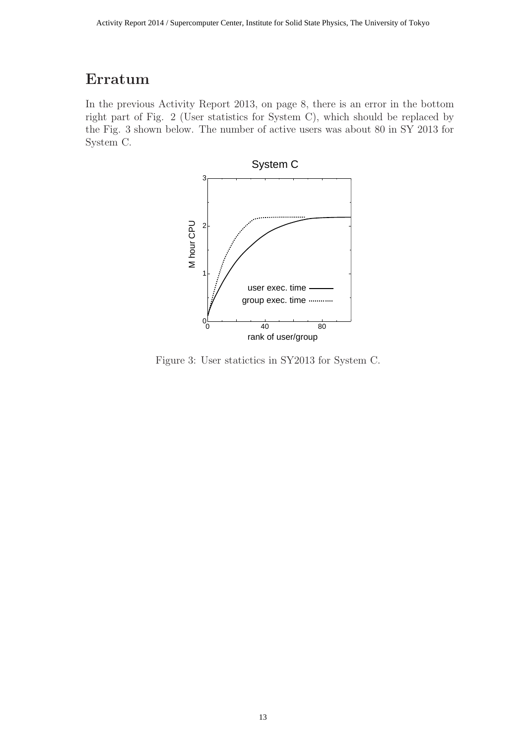# Erratum

In the previous Activity Report 2013, on page 8, there is an error in the bottom right part of Fig. 2 (User statistics for System C), which should be replaced by the Fig. 3 shown below. The number of active users was about 80 in SY 2013 for System C.

System C

M hour CPU

3

2

1

0

0

40

80

rank of user/group

user exec. time

group exec. time

Figure 3: User statictics in SY2013 for System C.